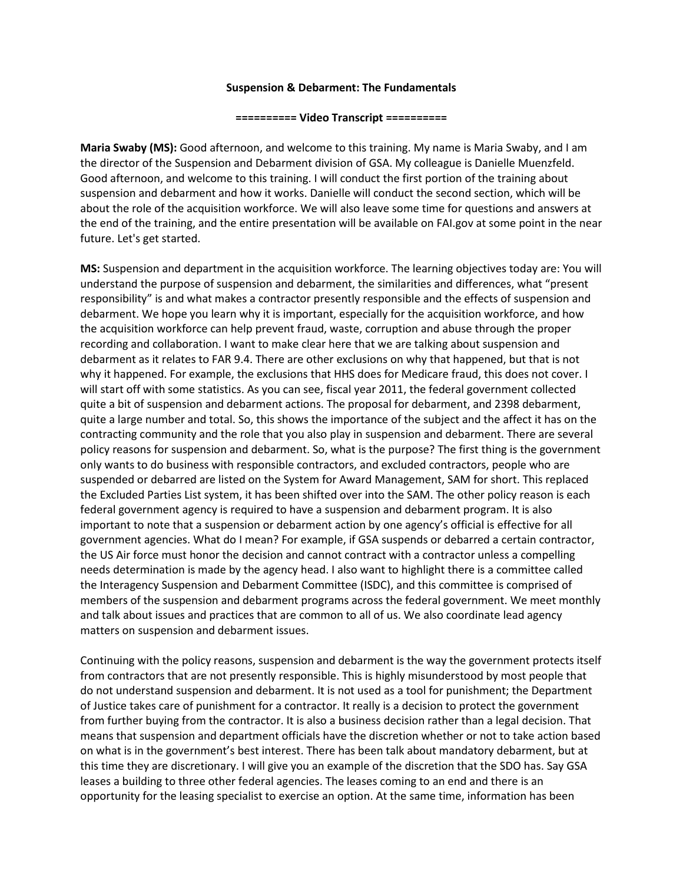**Suspension & Debarment: The Fundamentals**

**========== Video Transcript ==========**

**Maria Swaby (MS):** Good afternoon, and welcome to this training. My name is Maria Swaby, and I am the director of the Suspension and Debarment division of GSA. My colleague is Danielle Muenzfeld. Good afternoon, and welcome to this training. I will conduct the first portion of the training about suspension and debarment and how it works. Danielle will conduct the second section, which will be about the role of the acquisition workforce. We will also leave some time for questions and answers at the end of the training, and the entire presentation will be available on FAI.gov at some point in the near future. Let's get started.

**MS:** Suspension and department in the acquisition workforce. The learning objectives today are: You will understand the purpose of suspension and debarment, the similarities and differences, what "present responsibility" is and what makes a contractor presently responsible and the effects of suspension and debarment. We hope you learn why it is important, especially for the acquisition workforce, and how the acquisition workforce can help prevent fraud, waste, corruption and abuse through the proper recording and collaboration. I want to make clear here that we are talking about suspension and debarment as it relates to FAR 9.4. There are other exclusions on why that happened, but that is not why it happened. For example, the exclusions that HHS does for Medicare fraud, this does not cover. I will start off with some statistics. As you can see, fiscal year 2011, the federal government collected quite a bit of suspension and debarment actions. The proposal for debarment, and 2398 debarment, quite a large number and total. So, this shows the importance of the subject and the affect it has on the contracting community and the role that you also play in suspension and debarment. There are several policy reasons for suspension and debarment. So, what is the purpose? The first thing is the government only wants to do business with responsible contractors, and excluded contractors, people who are suspended or debarred are listed on the System for Award Management, SAM for short. This replaced the Excluded Parties List system, it has been shifted over into the SAM. The other policy reason is each federal government agency is required to have a suspension and debarment program. It is also important to note that a suspension or debarment action by one agency's official is effective for all government agencies. What do I mean? For example, if GSA suspends or debarred a certain contractor, the US Air force must honor the decision and cannot contract with a contractor unless a compelling needs determination is made by the agency head. I also want to highlight there is a committee called the Interagency Suspension and Debarment Committee (ISDC), and this committee is comprised of members of the suspension and debarment programs across the federal government. We meet monthly and talk about issues and practices that are common to all of us. We also coordinate lead agency matters on suspension and debarment issues.

Continuing with the policy reasons, suspension and debarment is the way the government protects itself from contractors that are not presently responsible. This is highly misunderstood by most people that do not understand suspension and debarment. It is not used as a tool for punishment; the Department of Justice takes care of punishment for a contractor. It really is a decision to protect the government from further buying from the contractor. It is also a business decision rather than a legal decision. That means that suspension and department officials have the discretion whether or not to take action based on what is in the government's best interest. There has been talk about mandatory debarment, but at this time they are discretionary. I will give you an example of the discretion that the SDO has. Say GSA leases a building to three other federal agencies. The leases coming to an end and there is an opportunity for the leasing specialist to exercise an option. At the same time, information has been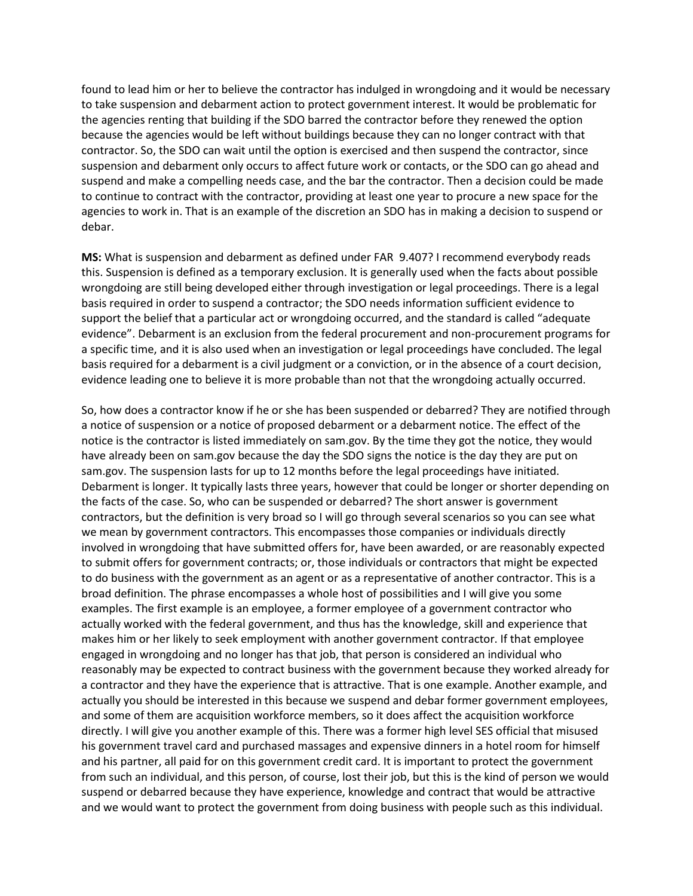found to lead him or her to believe the contractor has indulged in wrongdoing and it would be necessary to take suspension and debarment action to protect government interest. It would be problematic for the agencies renting that building if the SDO barred the contractor before they renewed the option because the agencies would be left without buildings because they can no longer contract with that contractor. So, the SDO can wait until the option is exercised and then suspend the contractor, since suspension and debarment only occurs to affect future work or contacts, or the SDO can go ahead and suspend and make a compelling needs case, and the bar the contractor. Then a decision could be made to continue to contract with the contractor, providing at least one year to procure a new space for the agencies to work in. That is an example of the discretion an SDO has in making a decision to suspend or debar.

**MS:** What is suspension and debarment as defined under FAR 9.407? I recommend everybody reads this. Suspension is defined as a temporary exclusion. It is generally used when the facts about possible wrongdoing are still being developed either through investigation or legal proceedings. There is a legal basis required in order to suspend a contractor; the SDO needs information sufficient evidence to support the belief that a particular act or wrongdoing occurred, and the standard is called "adequate evidence". Debarment is an exclusion from the federal procurement and non-procurement programs for a specific time, and it is also used when an investigation or legal proceedings have concluded. The legal basis required for a debarment is a civil judgment or a conviction, or in the absence of a court decision, evidence leading one to believe it is more probable than not that the wrongdoing actually occurred.

So, how does a contractor know if he or she has been suspended or debarred? They are notified through a notice of suspension or a notice of proposed debarment or a debarment notice. The effect of the notice is the contractor is listed immediately on sam.gov. By the time they got the notice, they would have already been on sam.gov because the day the SDO signs the notice is the day they are put on sam.gov. The suspension lasts for up to 12 months before the legal proceedings have initiated. Debarment is longer. It typically lasts three years, however that could be longer or shorter depending on the facts of the case. So, who can be suspended or debarred? The short answer is government contractors, but the definition is very broad so I will go through several scenarios so you can see what we mean by government contractors. This encompasses those companies or individuals directly involved in wrongdoing that have submitted offers for, have been awarded, or are reasonably expected to submit offers for government contracts; or, those individuals or contractors that might be expected to do business with the government as an agent or as a representative of another contractor. This is a broad definition. The phrase encompasses a whole host of possibilities and I will give you some examples. The first example is an employee, a former employee of a government contractor who actually worked with the federal government, and thus has the knowledge, skill and experience that makes him or her likely to seek employment with another government contractor. If that employee engaged in wrongdoing and no longer has that job, that person is considered an individual who reasonably may be expected to contract business with the government because they worked already for a contractor and they have the experience that is attractive. That is one example. Another example, and actually you should be interested in this because we suspend and debar former government employees, and some of them are acquisition workforce members, so it does affect the acquisition workforce directly. I will give you another example of this. There was a former high level SES official that misused his government travel card and purchased massages and expensive dinners in a hotel room for himself and his partner, all paid for on this government credit card. It is important to protect the government from such an individual, and this person, of course, lost their job, but this is the kind of person we would suspend or debarred because they have experience, knowledge and contract that would be attractive and we would want to protect the government from doing business with people such as this individual.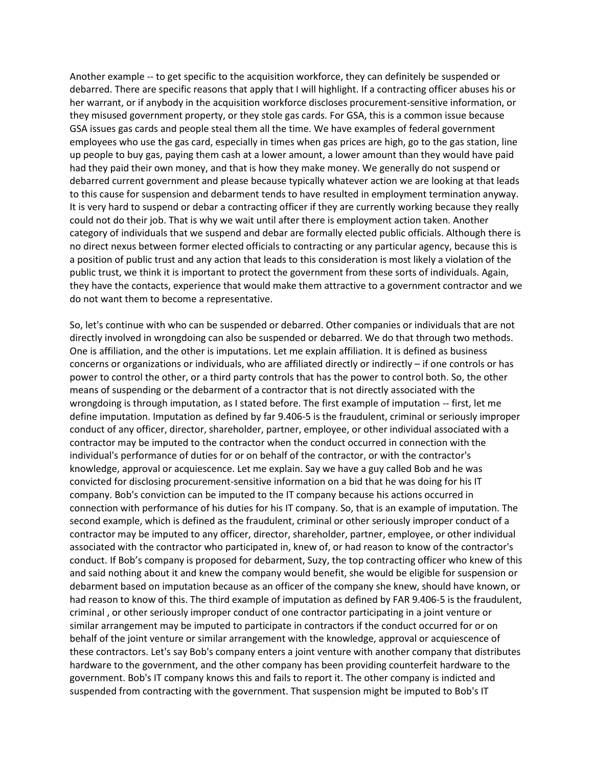Another example -- to get specific to the acquisition workforce, they can definitely be suspended or debarred. There are specific reasons that apply that I will highlight. If a contracting officer abuses his or her warrant, or if anybody in the acquisition workforce discloses procurement-sensitive information, or they misused government property, or they stole gas cards. For GSA, this is a common issue because GSA issues gas cards and people steal them all the time. We have examples of federal government employees who use the gas card, especially in times when gas prices are high, go to the gas station, line up people to buy gas, paying them cash at a lower amount, a lower amount than they would have paid had they paid their own money, and that is how they make money. We generally do not suspend or debarred current government and please because typically whatever action we are looking at that leads to this cause for suspension and debarment tends to have resulted in employment termination anyway. It is very hard to suspend or debar a contracting officer if they are currently working because they really could not do their job. That is why we wait until after there is employment action taken. Another category of individuals that we suspend and debar are formally elected public officials. Although there is no direct nexus between former elected officials to contracting or any particular agency, because this is a position of public trust and any action that leads to this consideration is most likely a violation of the public trust, we think it is important to protect the government from these sorts of individuals. Again, they have the contacts, experience that would make them attractive to a government contractor and we do not want them to become a representative.

So, let's continue with who can be suspended or debarred. Other companies or individuals that are not directly involved in wrongdoing can also be suspended or debarred. We do that through two methods. One is affiliation, and the other is imputations. Let me explain affiliation. It is defined as business concerns or organizations or individuals, who are affiliated directly or indirectly – if one controls or has power to control the other, or a third party controls that has the power to control both. So, the other means of suspending or the debarment of a contractor that is not directly associated with the wrongdoing is through imputation, as I stated before. The first example of imputation -- first, let me define imputation. Imputation as defined by far 9.406-5 is the fraudulent, criminal or seriously improper conduct of any officer, director, shareholder, partner, employee, or other individual associated with a contractor may be imputed to the contractor when the conduct occurred in connection with the individual's performance of duties for or on behalf of the contractor, or with the contractor's knowledge, approval or acquiescence. Let me explain. Say we have a guy called Bob and he was convicted for disclosing procurement-sensitive information on a bid that he was doing for his IT company. Bob's conviction can be imputed to the IT company because his actions occurred in connection with performance of his duties for his IT company. So, that is an example of imputation. The second example, which is defined as the fraudulent, criminal or other seriously improper conduct of a contractor may be imputed to any officer, director, shareholder, partner, employee, or other individual associated with the contractor who participated in, knew of, or had reason to know of the contractor's conduct. If Bob's company is proposed for debarment, Suzy, the top contracting officer who knew of this and said nothing about it and knew the company would benefit, she would be eligible for suspension or debarment based on imputation because as an officer of the company she knew, should have known, or had reason to know of this. The third example of imputation as defined by FAR 9.406-5 is the fraudulent, criminal , or other seriously improper conduct of one contractor participating in a joint venture or similar arrangement may be imputed to participate in contractors if the conduct occurred for or on behalf of the joint venture or similar arrangement with the knowledge, approval or acquiescence of these contractors. Let's say Bob's company enters a joint venture with another company that distributes hardware to the government, and the other company has been providing counterfeit hardware to the government. Bob's IT company knows this and fails to report it. The other company is indicted and suspended from contracting with the government. That suspension might be imputed to Bob's IT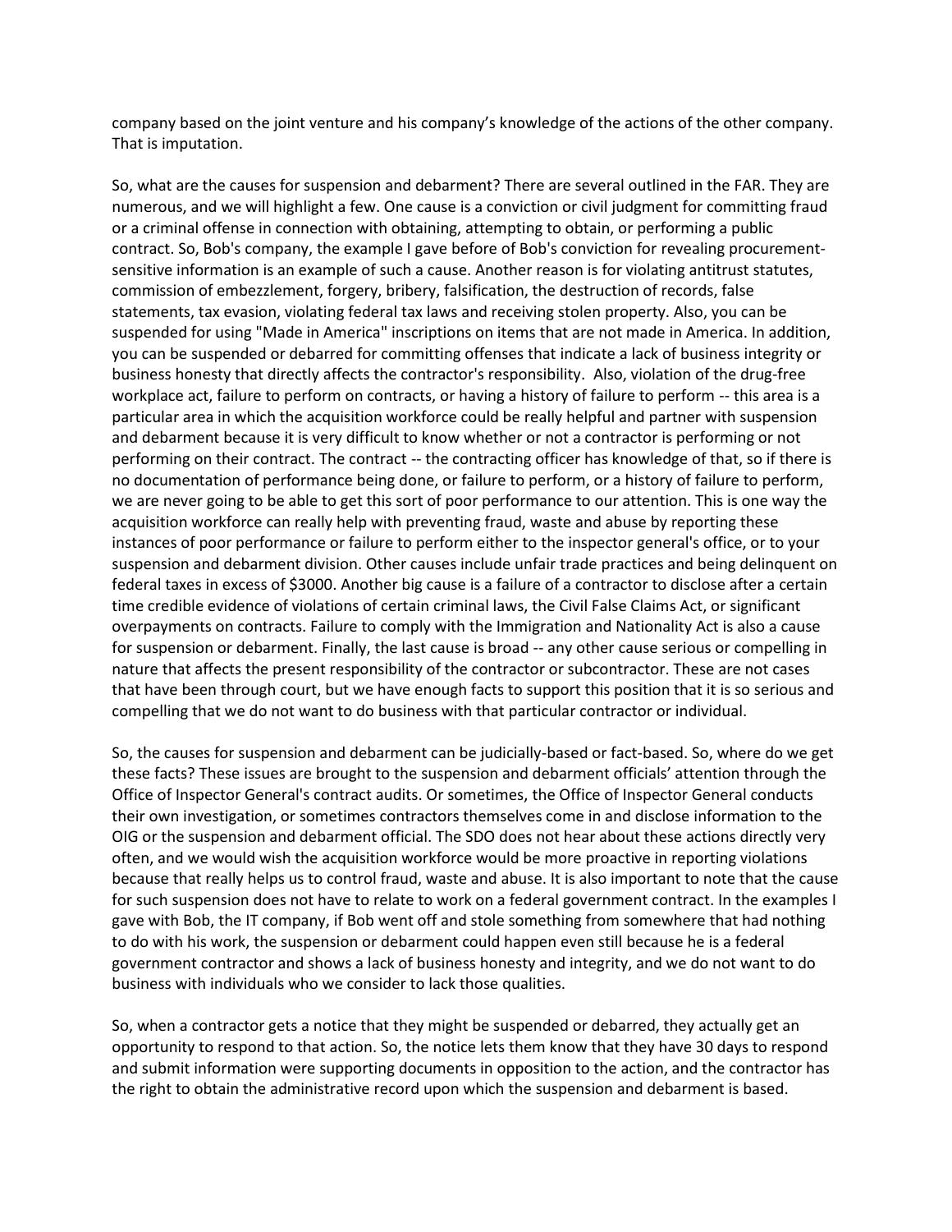company based on the joint venture and his company's knowledge of the actions of the other company. That is imputation.

So, what are the causes for suspension and debarment? There are several outlined in the FAR. They are numerous, and we will highlight a few. One cause is a conviction or civil judgment for committing fraud or a criminal offense in connection with obtaining, attempting to obtain, or performing a public contract. So, Bob's company, the example I gave before of Bob's conviction for revealing procurement-sensitive information is an example of such a cause. Another reason is for violating antitrust statutes, commission of embezzlement, forgery, bribery, falsification, the destruction of records, false statements, tax evasion, violating federal tax laws and receiving stolen property. Also, you can be suspended for using "Made in America" inscriptions on items that are not made in America. In addition, you can be suspended or debarred for committing offenses that indicate a lack of business integrity or business honesty that directly affects the contractor's responsibility. Also, violation of the drug-free workplace act, failure to perform on contracts, or having a history of failure to perform -- this area is a particular area in which the acquisition workforce could be really helpful and partner with suspension and debarment because it is very difficult to know whether or not a contractor is performing or not performing on their contract. The contract -- the contracting officer has knowledge of that, so if there is no documentation of performance being done, or failure to perform, or a history of failure to perform, we are never going to be able to get this sort of poor performance to our attention. This is one way the acquisition workforce can really help with preventing fraud, waste and abuse by reporting these instances of poor performance or failure to perform either to the inspector general's office, or to your suspension and debarment division. Other causes include unfair trade practices and being delinquent on federal taxes in excess of $3000. Another big cause is a failure of a contractor to disclose after a certain time credible evidence of violations of certain criminal laws, the Civil False Claims Act, or significant overpayments on contracts. Failure to comply with the Immigration and Nationality Act is also a cause for suspension or debarment. Finally, the last cause is broad -- any other cause serious or compelling in nature that affects the present responsibility of the contractor or subcontractor. These are not cases that have been through court, but we have enough facts to support this position that it is so serious and compelling that we do not want to do business with that particular contractor or individual.

So, the causes for suspension and debarment can be judicially-based or fact-based. So, where do we get these facts? These issues are brought to the suspension and debarment officials' attention through the Office of Inspector General's contract audits. Or sometimes, the Office of Inspector General conducts their own investigation, or sometimes contractors themselves come in and disclose information to the OIG or the suspension and debarment official. The SDO does not hear about these actions directly very often, and we would wish the acquisition workforce would be more proactive in reporting violations because that really helps us to control fraud, waste and abuse. It is also important to note that the cause for such suspension does not have to relate to work on a federal government contract. In the examples I gave with Bob, the IT company, if Bob went off and stole something from somewhere that had nothing to do with his work, the suspension or debarment could happen even still because he is a federal government contractor and shows a lack of business honesty and integrity, and we do not want to do business with individuals who we consider to lack those qualities.

So, when a contractor gets a notice that they might be suspended or debarred, they actually get an opportunity to respond to that action. So, the notice lets them know that they have 30 days to respond and submit information were supporting documents in opposition to the action, and the contractor has the right to obtain the administrative record upon which the suspension and debarment is based.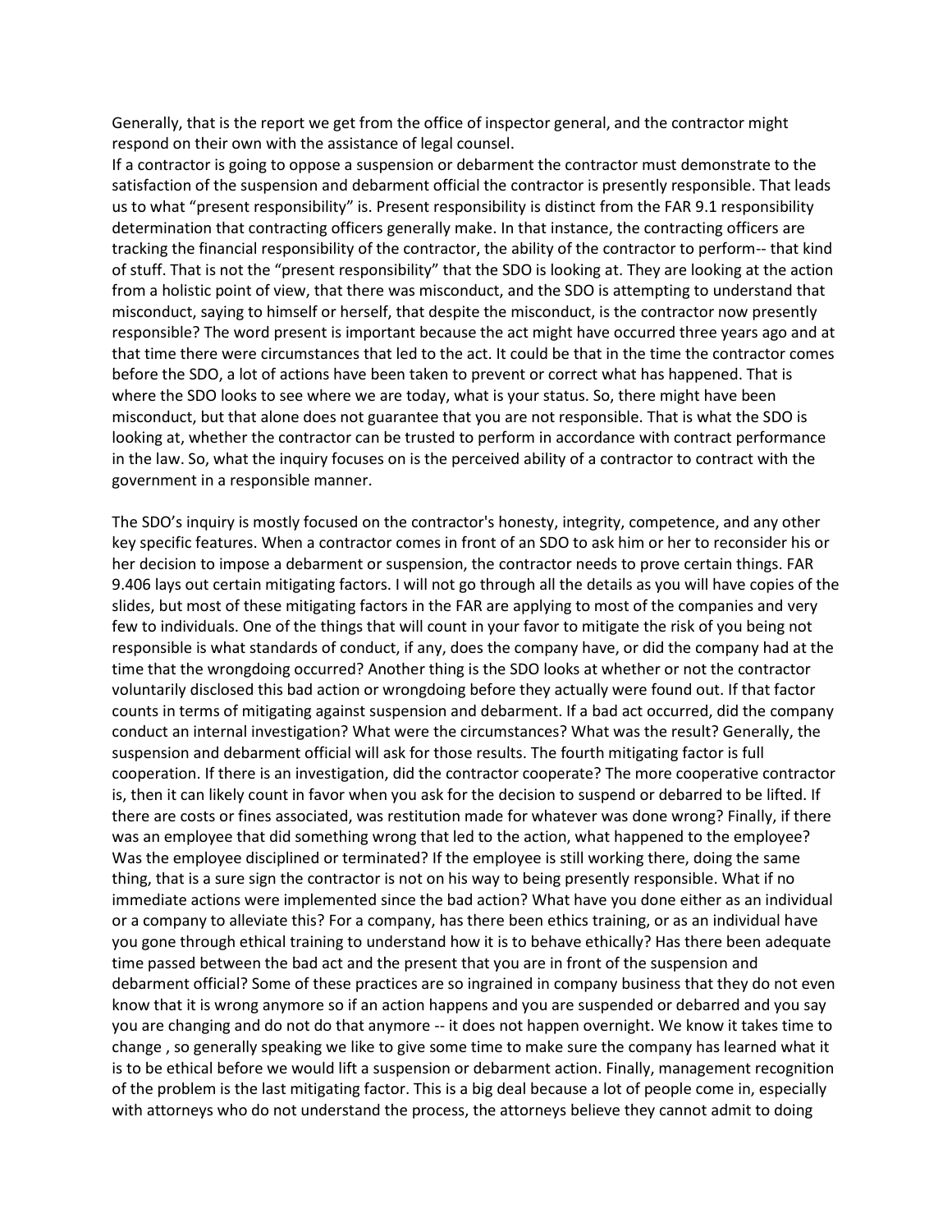Generally, that is the report we get from the office of inspector general, and the contractor might respond on their own with the assistance of legal counsel.

If a contractor is going to oppose a suspension or debarment the contractor must demonstrate to the satisfaction of the suspension and debarment official the contractor is presently responsible. That leads us to what "present responsibility" is. Present responsibility is distinct from the FAR 9.1 responsibility determination that contracting officers generally make. In that instance, the contracting officers are tracking the financial responsibility of the contractor, the ability of the contractor to perform-- that kind of stuff. That is not the "present responsibility" that the SDO is looking at. They are looking at the action from a holistic point of view, that there was misconduct, and the SDO is attempting to understand that misconduct, saying to himself or herself, that despite the misconduct, is the contractor now presently responsible? The word present is important because the act might have occurred three years ago and at that time there were circumstances that led to the act. It could be that in the time the contractor comes before the SDO, a lot of actions have been taken to prevent or correct what has happened. That is where the SDO looks to see where we are today, what is your status. So, there might have been misconduct, but that alone does not guarantee that you are not responsible. That is what the SDO is looking at, whether the contractor can be trusted to perform in accordance with contract performance in the law. So, what the inquiry focuses on is the perceived ability of a contractor to contract with the government in a responsible manner.

The SDO's inquiry is mostly focused on the contractor's honesty, integrity, competence, and any other key specific features. When a contractor comes in front of an SDO to ask him or her to reconsider his or her decision to impose a debarment or suspension, the contractor needs to prove certain things. FAR 9.406 lays out certain mitigating factors. I will not go through all the details as you will have copies of the slides, but most of these mitigating factors in the FAR are applying to most of the companies and very few to individuals. One of the things that will count in your favor to mitigate the risk of you being not responsible is what standards of conduct, if any, does the company have, or did the company had at the time that the wrongdoing occurred? Another thing is the SDO looks at whether or not the contractor voluntarily disclosed this bad action or wrongdoing before they actually were found out. If that factor counts in terms of mitigating against suspension and debarment. If a bad act occurred, did the company conduct an internal investigation? What were the circumstances? What was the result? Generally, the suspension and debarment official will ask for those results. The fourth mitigating factor is full cooperation. If there is an investigation, did the contractor cooperate? The more cooperative contractor is, then it can likely count in favor when you ask for the decision to suspend or debarred to be lifted. If there are costs or fines associated, was restitution made for whatever was done wrong? Finally, if there was an employee that did something wrong that led to the action, what happened to the employee? Was the employee disciplined or terminated? If the employee is still working there, doing the same thing, that is a sure sign the contractor is not on his way to being presently responsible. What if no immediate actions were implemented since the bad action? What have you done either as an individual or a company to alleviate this? For a company, has there been ethics training, or as an individual have you gone through ethical training to understand how it is to behave ethically? Has there been adequate time passed between the bad act and the present that you are in front of the suspension and debarment official? Some of these practices are so ingrained in company business that they do not even know that it is wrong anymore so if an action happens and you are suspended or debarred and you say you are changing and do not do that anymore -- it does not happen overnight. We know it takes time to change , so generally speaking we like to give some time to make sure the company has learned what it is to be ethical before we would lift a suspension or debarment action. Finally, management recognition of the problem is the last mitigating factor. This is a big deal because a lot of people come in, especially with attorneys who do not understand the process, the attorneys believe they cannot admit to doing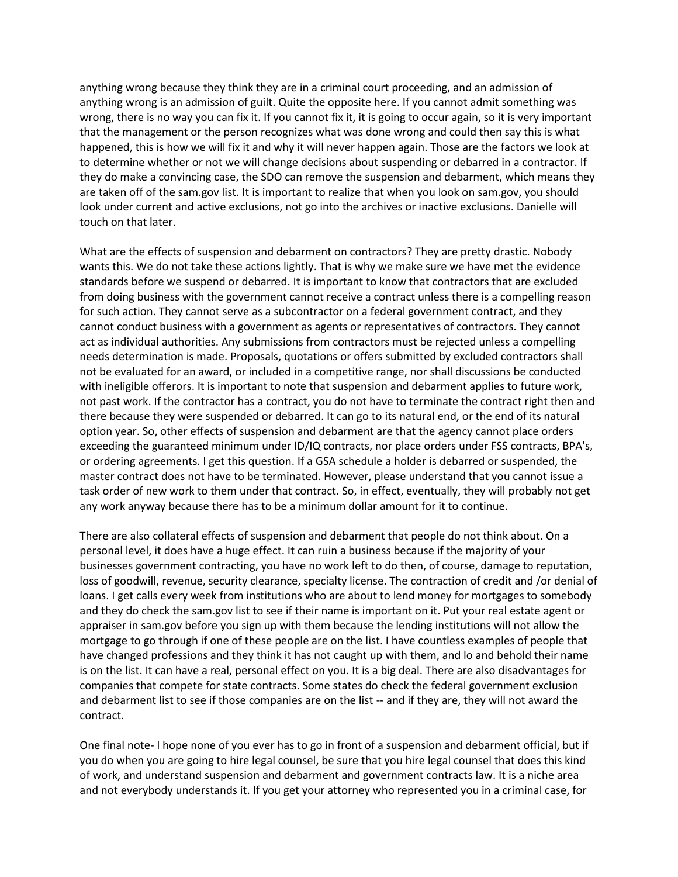anything wrong because they think they are in a criminal court proceeding, and an admission of anything wrong is an admission of guilt. Quite the opposite here. If you cannot admit something was wrong, there is no way you can fix it. If you cannot fix it, it is going to occur again, so it is very important that the management or the person recognizes what was done wrong and could then say this is what happened, this is how we will fix it and why it will never happen again. Those are the factors we look at to determine whether or not we will change decisions about suspending or debarred in a contractor. If they do make a convincing case, the SDO can remove the suspension and debarment, which means they are taken off of the sam.gov list. It is important to realize that when you look on sam.gov, you should look under current and active exclusions, not go into the archives or inactive exclusions. Danielle will touch on that later.

What are the effects of suspension and debarment on contractors? They are pretty drastic. Nobody wants this. We do not take these actions lightly. That is why we make sure we have met the evidence standards before we suspend or debarred. It is important to know that contractors that are excluded from doing business with the government cannot receive a contract unless there is a compelling reason for such action. They cannot serve as a subcontractor on a federal government contract, and they cannot conduct business with a government as agents or representatives of contractors. They cannot act as individual authorities. Any submissions from contractors must be rejected unless a compelling needs determination is made. Proposals, quotations or offers submitted by excluded contractors shall not be evaluated for an award, or included in a competitive range, nor shall discussions be conducted with ineligible offerors. It is important to note that suspension and debarment applies to future work, not past work. If the contractor has a contract, you do not have to terminate the contract right then and there because they were suspended or debarred. It can go to its natural end, or the end of its natural option year. So, other effects of suspension and debarment are that the agency cannot place orders exceeding the guaranteed minimum under ID/IQ contracts, nor place orders under FSS contracts, BPA's, or ordering agreements. I get this question. If a GSA schedule a holder is debarred or suspended, the master contract does not have to be terminated. However, please understand that you cannot issue a task order of new work to them under that contract. So, in effect, eventually, they will probably not get any work anyway because there has to be a minimum dollar amount for it to continue.

There are also collateral effects of suspension and debarment that people do not think about. On a personal level, it does have a huge effect. It can ruin a business because if the majority of your businesses government contracting, you have no work left to do then, of course, damage to reputation, loss of goodwill, revenue, security clearance, specialty license. The contraction of credit and /or denial of loans. I get calls every week from institutions who are about to lend money for mortgages to somebody and they do check the sam.gov list to see if their name is important on it. Put your real estate agent or appraiser in sam.gov before you sign up with them because the lending institutions will not allow the mortgage to go through if one of these people are on the list. I have countless examples of people that have changed professions and they think it has not caught up with them, and lo and behold their name is on the list. It can have a real, personal effect on you. It is a big deal. There are also disadvantages for companies that compete for state contracts. Some states do check the federal government exclusion and debarment list to see if those companies are on the list -- and if they are, they will not award the contract.

One final note- I hope none of you ever has to go in front of a suspension and debarment official, but if you do when you are going to hire legal counsel, be sure that you hire legal counsel that does this kind of work, and understand suspension and debarment and government contracts law. It is a niche area and not everybody understands it. If you get your attorney who represented you in a criminal case, for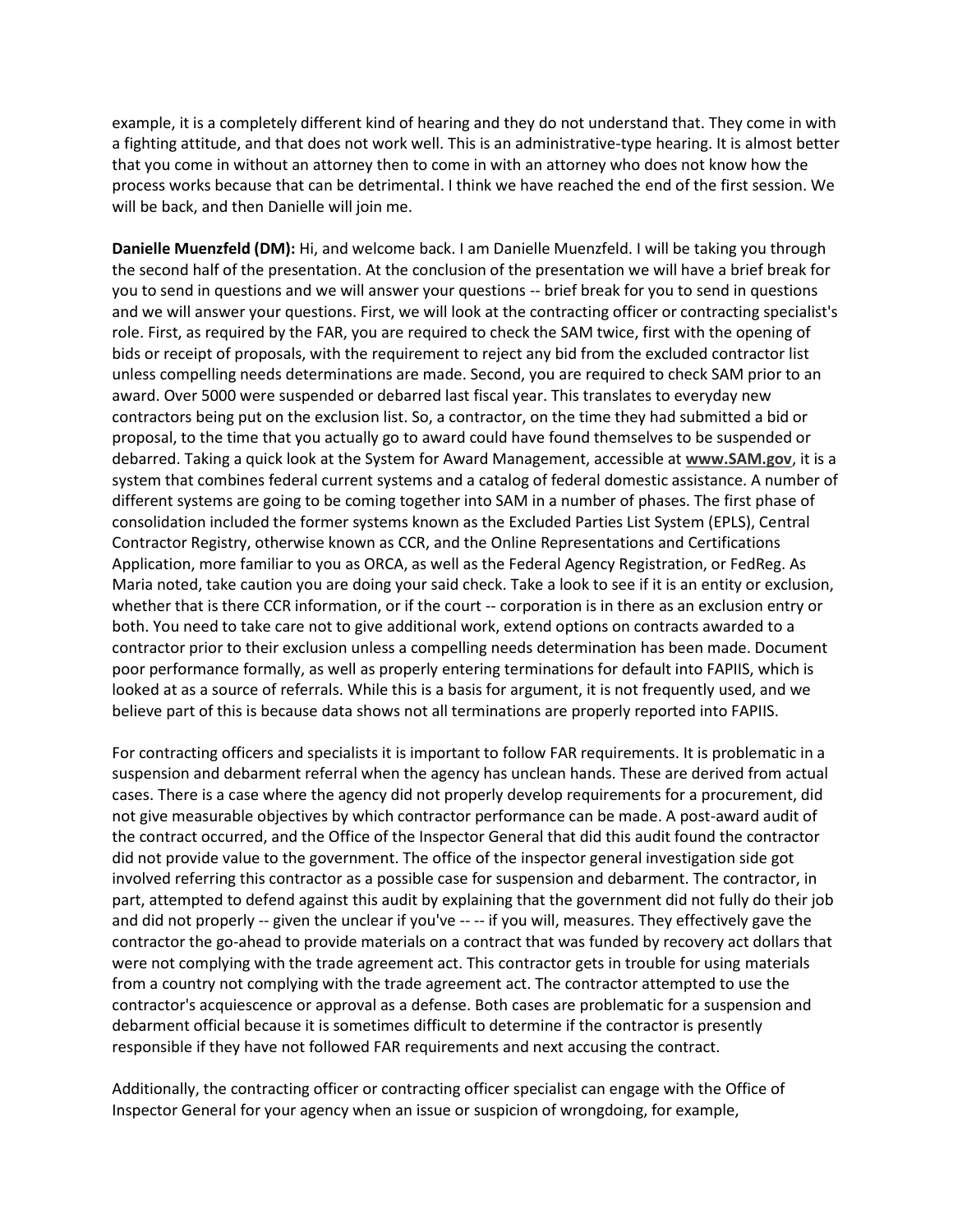example, it is a completely different kind of hearing and they do not understand that. They come in with a fighting attitude, and that does not work well. This is an administrative-type hearing. It is almost better that you come in without an attorney then to come in with an attorney who does not know how the process works because that can be detrimental. I think we have reached the end of the first session. We will be back, and then Danielle will join me.

**Danielle Muenzfeld (DM):** Hi, and welcome back. I am Danielle Muenzfeld. I will be taking you through the second half of the presentation. At the conclusion of the presentation we will have a brief break for you to send in questions and we will answer your questions -- brief break for you to send in questions and we will answer your questions. First, we will look at the contracting officer or contracting specialist's role. First, as required by the FAR, you are required to check the SAM twice, first with the opening of bids or receipt of proposals, with the requirement to reject any bid from the excluded contractor list unless compelling needs determinations are made. Second, you are required to check SAM prior to an award. Over 5000 were suspended or debarred last fiscal year. This translates to everyday new contractors being put on the exclusion list. So, a contractor, on the time they had submitted a bid or proposal, to the time that you actually go to award could have found themselves to be suspended or debarred. Taking a quick look at the System for Award Management, accessible at **www.SAM.gov**, it is a system that combines federal current systems and a catalog of federal domestic assistance. A number of different systems are going to be coming together into SAM in a number of phases. The first phase of consolidation included the former systems known as the Excluded Parties List System (EPLS), Central Contractor Registry, otherwise known as CCR, and the Online Representations and Certifications Application, more familiar to you as ORCA, as well as the Federal Agency Registration, or FedReg. As Maria noted, take caution you are doing your said check. Take a look to see if it is an entity or exclusion, whether that is there CCR information, or if the court -- corporation is in there as an exclusion entry or both. You need to take care not to give additional work, extend options on contracts awarded to a contractor prior to their exclusion unless a compelling needs determination has been made. Document poor performance formally, as well as properly entering terminations for default into FAPIIS, which is looked at as a source of referrals. While this is a basis for argument, it is not frequently used, and we believe part of this is because data shows not all terminations are properly reported into FAPIIS.

For contracting officers and specialists it is important to follow FAR requirements. It is problematic in a suspension and debarment referral when the agency has unclean hands. These are derived from actual cases. There is a case where the agency did not properly develop requirements for a procurement, did not give measurable objectives by which contractor performance can be made. A post-award audit of the contract occurred, and the Office of the Inspector General that did this audit found the contractor did not provide value to the government. The office of the inspector general investigation side got involved referring this contractor as a possible case for suspension and debarment. The contractor, in part, attempted to defend against this audit by explaining that the government did not fully do their job and did not properly -- given the unclear if you've -- -- if you will, measures. They effectively gave the contractor the go-ahead to provide materials on a contract that was funded by recovery act dollars that were not complying with the trade agreement act. This contractor gets in trouble for using materials from a country not complying with the trade agreement act. The contractor attempted to use the contractor's acquiescence or approval as a defense. Both cases are problematic for a suspension and debarment official because it is sometimes difficult to determine if the contractor is presently responsible if they have not followed FAR requirements and next accusing the contract.

Additionally, the contracting officer or contracting officer specialist can engage with the Office of Inspector General for your agency when an issue or suspicion of wrongdoing, for example,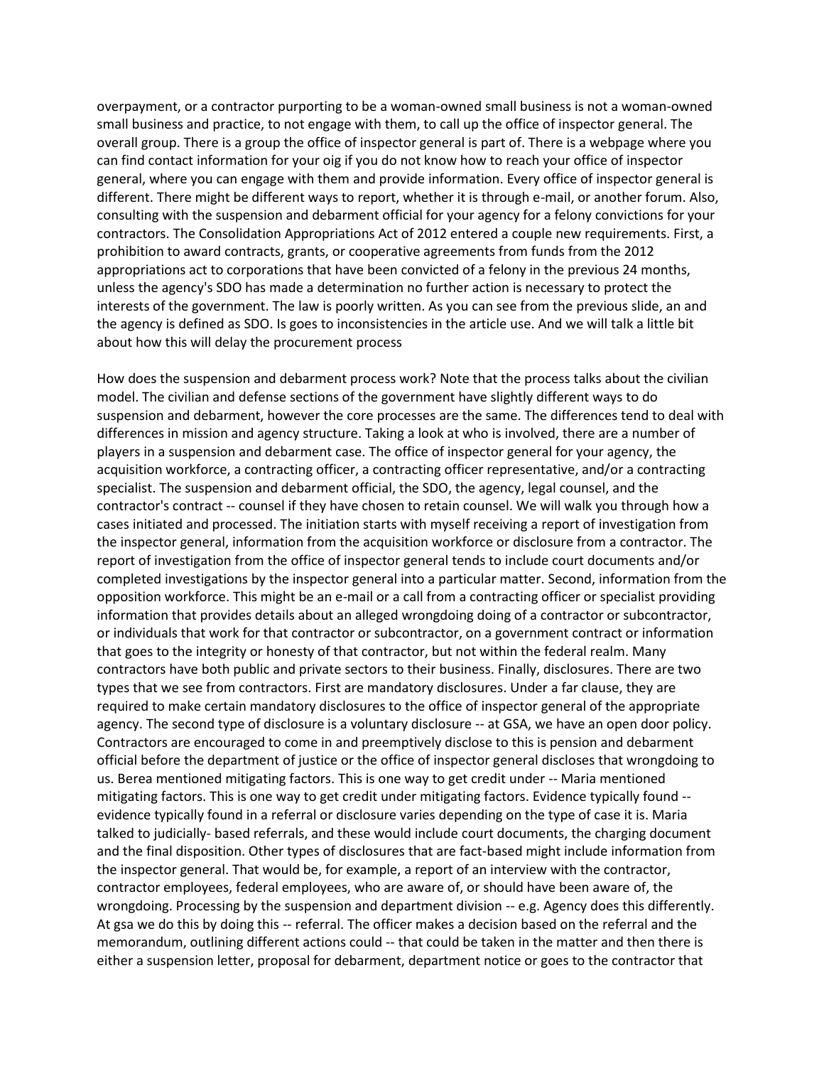overpayment, or a contractor purporting to be a woman-owned small business is not a woman-owned small business and practice, to not engage with them, to call up the office of inspector general. The overall group. There is a group the office of inspector general is part of. There is a webpage where you can find contact information for your oig if you do not know how to reach your office of inspector general, where you can engage with them and provide information. Every office of inspector general is different. There might be different ways to report, whether it is through e-mail, or another forum. Also, consulting with the suspension and debarment official for your agency for a felony convictions for your contractors. The Consolidation Appropriations Act of 2012 entered a couple new requirements. First, a prohibition to award contracts, grants, or cooperative agreements from funds from the 2012 appropriations act to corporations that have been convicted of a felony in the previous 24 months, unless the agency's SDO has made a determination no further action is necessary to protect the interests of the government. The law is poorly written. As you can see from the previous slide, an and the agency is defined as SDO. Is goes to inconsistencies in the article use. And we will talk a little bit about how this will delay the procurement process

How does the suspension and debarment process work? Note that the process talks about the civilian model. The civilian and defense sections of the government have slightly different ways to do suspension and debarment, however the core processes are the same. The differences tend to deal with differences in mission and agency structure. Taking a look at who is involved, there are a number of players in a suspension and debarment case. The office of inspector general for your agency, the acquisition workforce, a contracting officer, a contracting officer representative, and/or a contracting specialist. The suspension and debarment official, the SDO, the agency, legal counsel, and the contractor's contract -- counsel if they have chosen to retain counsel. We will walk you through how a cases initiated and processed. The initiation starts with myself receiving a report of investigation from the inspector general, information from the acquisition workforce or disclosure from a contractor. The report of investigation from the office of inspector general tends to include court documents and/or completed investigations by the inspector general into a particular matter. Second, information from the opposition workforce. This might be an e-mail or a call from a contracting officer or specialist providing information that provides details about an alleged wrongdoing doing of a contractor or subcontractor, or individuals that work for that contractor or subcontractor, on a government contract or information that goes to the integrity or honesty of that contractor, but not within the federal realm. Many contractors have both public and private sectors to their business. Finally, disclosures. There are two types that we see from contractors. First are mandatory disclosures. Under a far clause, they are required to make certain mandatory disclosures to the office of inspector general of the appropriate agency. The second type of disclosure is a voluntary disclosure -- at GSA, we have an open door policy. Contractors are encouraged to come in and preemptively disclose to this is pension and debarment official before the department of justice or the office of inspector general discloses that wrongdoing to us. Berea mentioned mitigating factors. This is one way to get credit under -- Maria mentioned mitigating factors. This is one way to get credit under mitigating factors. Evidence typically found -- evidence typically found in a referral or disclosure varies depending on the type of case it is. Maria talked to judicially- based referrals, and these would include court documents, the charging document and the final disposition. Other types of disclosures that are fact-based might include information from the inspector general. That would be, for example, a report of an interview with the contractor, contractor employees, federal employees, who are aware of, or should have been aware of, the wrongdoing. Processing by the suspension and department division -- e.g. Agency does this differently. At gsa we do this by doing this -- referral. The officer makes a decision based on the referral and the memorandum, outlining different actions could -- that could be taken in the matter and then there is either a suspension letter, proposal for debarment, department notice or goes to the contractor that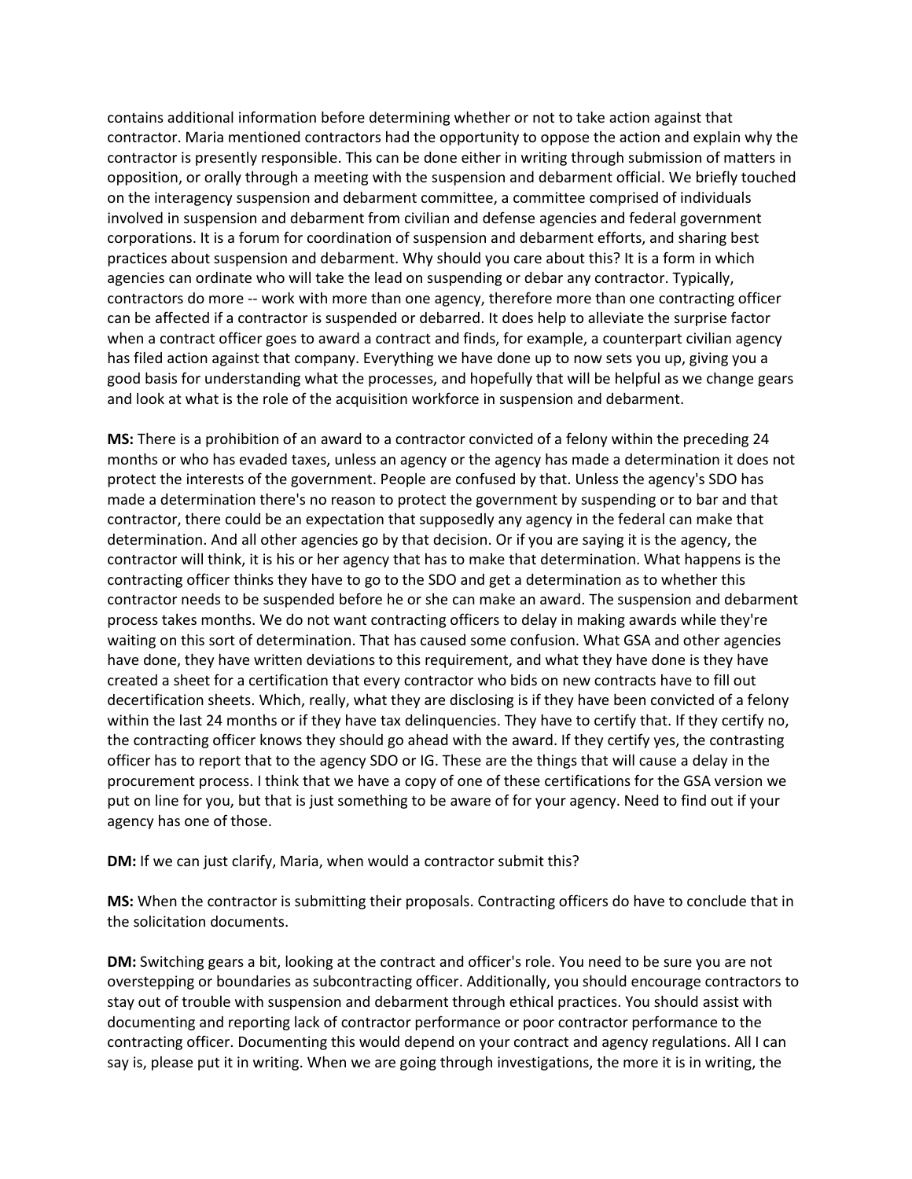contains additional information before determining whether or not to take action against that contractor. Maria mentioned contractors had the opportunity to oppose the action and explain why the contractor is presently responsible. This can be done either in writing through submission of matters in opposition, or orally through a meeting with the suspension and debarment official. We briefly touched on the interagency suspension and debarment committee, a committee comprised of individuals involved in suspension and debarment from civilian and defense agencies and federal government corporations. It is a forum for coordination of suspension and debarment efforts, and sharing best practices about suspension and debarment. Why should you care about this? It is a form in which agencies can ordinate who will take the lead on suspending or debar any contractor. Typically, contractors do more -- work with more than one agency, therefore more than one contracting officer can be affected if a contractor is suspended or debarred. It does help to alleviate the surprise factor when a contract officer goes to award a contract and finds, for example, a counterpart civilian agency has filed action against that company. Everything we have done up to now sets you up, giving you a good basis for understanding what the processes, and hopefully that will be helpful as we change gears and look at what is the role of the acquisition workforce in suspension and debarment.

**MS:** There is a prohibition of an award to a contractor convicted of a felony within the preceding 24 months or who has evaded taxes, unless an agency or the agency has made a determination it does not protect the interests of the government. People are confused by that. Unless the agency's SDO has made a determination there's no reason to protect the government by suspending or to bar and that contractor, there could be an expectation that supposedly any agency in the federal can make that determination. And all other agencies go by that decision. Or if you are saying it is the agency, the contractor will think, it is his or her agency that has to make that determination. What happens is the contracting officer thinks they have to go to the SDO and get a determination as to whether this contractor needs to be suspended before he or she can make an award. The suspension and debarment process takes months. We do not want contracting officers to delay in making awards while they're waiting on this sort of determination. That has caused some confusion. What GSA and other agencies have done, they have written deviations to this requirement, and what they have done is they have created a sheet for a certification that every contractor who bids on new contracts have to fill out decertification sheets. Which, really, what they are disclosing is if they have been convicted of a felony within the last 24 months or if they have tax delinquencies. They have to certify that. If they certify no, the contracting officer knows they should go ahead with the award. If they certify yes, the contrasting officer has to report that to the agency SDO or IG. These are the things that will cause a delay in the procurement process. I think that we have a copy of one of these certifications for the GSA version we put on line for you, but that is just something to be aware of for your agency. Need to find out if your agency has one of those.

**DM:** If we can just clarify, Maria, when would a contractor submit this?

**MS:** When the contractor is submitting their proposals. Contracting officers do have to conclude that in the solicitation documents.

**DM:** Switching gears a bit, looking at the contract and officer's role. You need to be sure you are not overstepping or boundaries as subcontracting officer. Additionally, you should encourage contractors to stay out of trouble with suspension and debarment through ethical practices. You should assist with documenting and reporting lack of contractor performance or poor contractor performance to the contracting officer. Documenting this would depend on your contract and agency regulations. All I can say is, please put it in writing. When we are going through investigations, the more it is in writing, the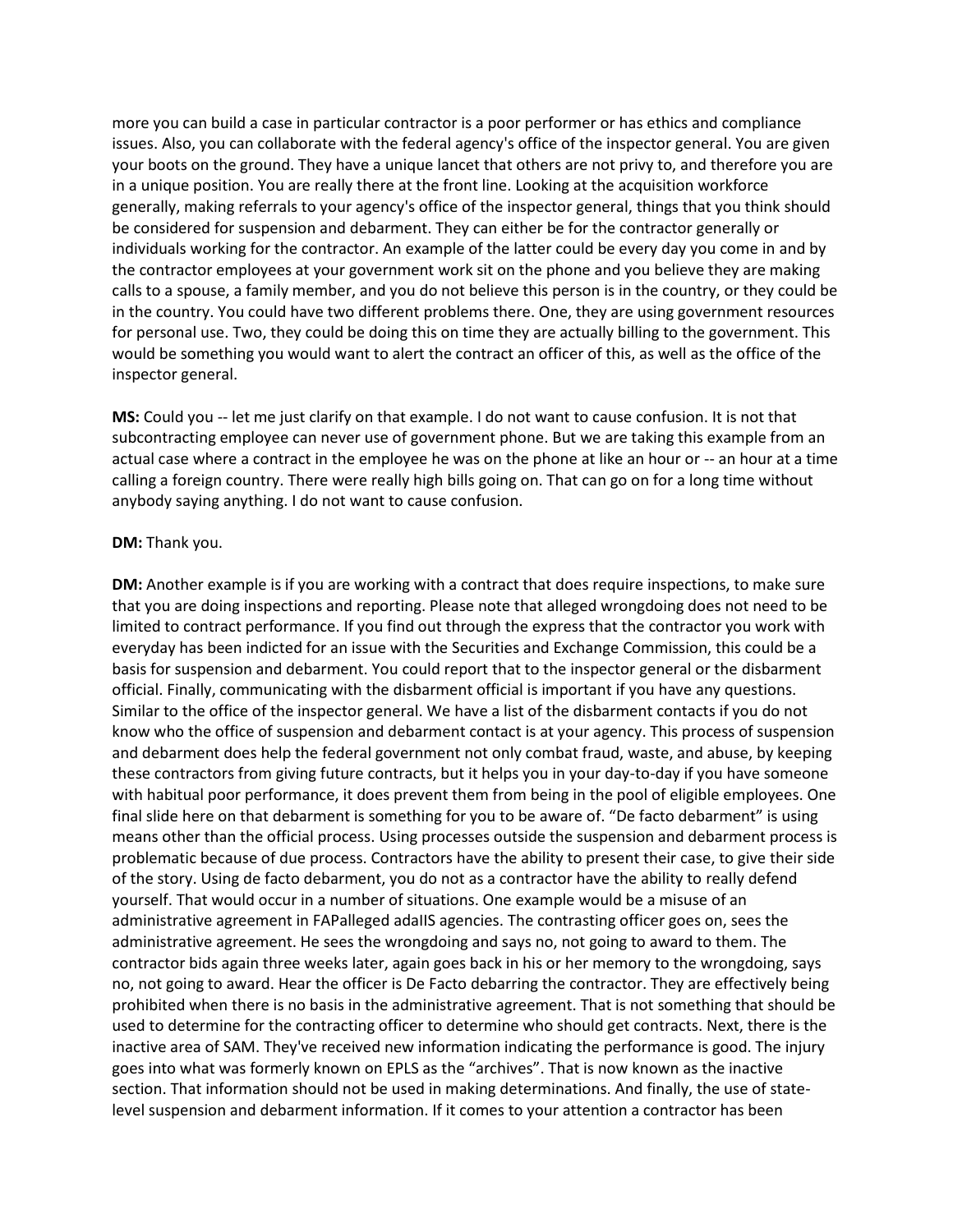more you can build a case in particular contractor is a poor performer or has ethics and compliance issues. Also, you can collaborate with the federal agency's office of the inspector general. You are given your boots on the ground. They have a unique lancet that others are not privy to, and therefore you are in a unique position. You are really there at the front line. Looking at the acquisition workforce generally, making referrals to your agency's office of the inspector general, things that you think should be considered for suspension and debarment. They can either be for the contractor generally or individuals working for the contractor. An example of the latter could be every day you come in and by the contractor employees at your government work sit on the phone and you believe they are making calls to a spouse, a family member, and you do not believe this person is in the country, or they could be in the country. You could have two different problems there. One, they are using government resources for personal use. Two, they could be doing this on time they are actually billing to the government. This would be something you would want to alert the contract an officer of this, as well as the office of the inspector general.

**MS:** Could you -- let me just clarify on that example. I do not want to cause confusion. It is not that subcontracting employee can never use of government phone. But we are taking this example from an actual case where a contract in the employee he was on the phone at like an hour or -- an hour at a time calling a foreign country. There were really high bills going on. That can go on for a long time without anybody saying anything. I do not want to cause confusion.

**DM:** Thank you.

**DM:** Another example is if you are working with a contract that does require inspections, to make sure that you are doing inspections and reporting. Please note that alleged wrongdoing does not need to be limited to contract performance. If you find out through the express that the contractor you work with everyday has been indicted for an issue with the Securities and Exchange Commission, this could be a basis for suspension and debarment. You could report that to the inspector general or the disbarment official. Finally, communicating with the disbarment official is important if you have any questions. Similar to the office of the inspector general. We have a list of the disbarment contacts if you do not know who the office of suspension and debarment contact is at your agency. This process of suspension and debarment does help the federal government not only combat fraud, waste, and abuse, by keeping these contractors from giving future contracts, but it helps you in your day-to-day if you have someone with habitual poor performance, it does prevent them from being in the pool of eligible employees. One final slide here on that debarment is something for you to be aware of. “De facto debarment” is using means other than the official process. Using processes outside the suspension and debarment process is problematic because of due process. Contractors have the ability to present their case, to give their side of the story. Using de facto debarment, you do not as a contractor have the ability to really defend yourself. That would occur in a number of situations. One example would be a misuse of an administrative agreement in FAPalleged adaIIS agencies. The contrasting officer goes on, sees the administrative agreement. He sees the wrongdoing and says no, not going to award to them. The contractor bids again three weeks later, again goes back in his or her memory to the wrongdoing, says no, not going to award. Hear the officer is De Facto debarring the contractor. They are effectively being prohibited when there is no basis in the administrative agreement. That is not something that should be used to determine for the contracting officer to determine who should get contracts. Next, there is the inactive area of SAM. They've received new information indicating the performance is good. The injury goes into what was formerly known on EPLS as the “archives”. That is now known as the inactive section. That information should not be used in making determinations. And finally, the use of state-level suspension and debarment information. If it comes to your attention a contractor has been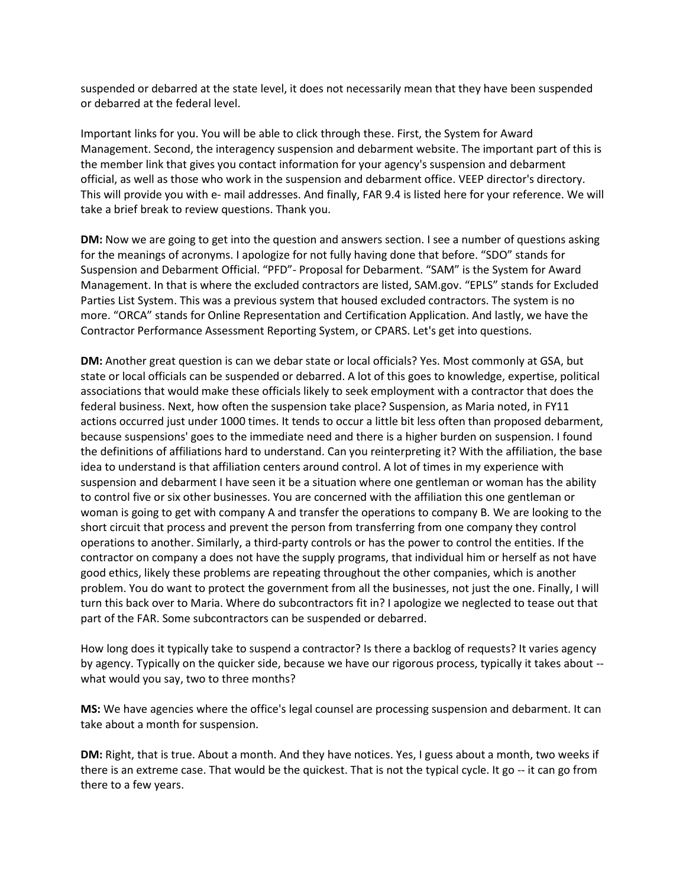suspended or debarred at the state level, it does not necessarily mean that they have been suspended or debarred at the federal level.

Important links for you. You will be able to click through these. First, the System for Award Management. Second, the interagency suspension and debarment website. The important part of this is the member link that gives you contact information for your agency's suspension and debarment official, as well as those who work in the suspension and debarment office. VEEP director's directory. This will provide you with e- mail addresses. And finally, FAR 9.4 is listed here for your reference. We will take a brief break to review questions. Thank you.

**DM:** Now we are going to get into the question and answers section. I see a number of questions asking for the meanings of acronyms. I apologize for not fully having done that before. “SDO” stands for Suspension and Debarment Official. “PFD”- Proposal for Debarment. “SAM” is the System for Award Management. In that is where the excluded contractors are listed, SAM.gov. “EPLS” stands for Excluded Parties List System. This was a previous system that housed excluded contractors. The system is no more. “ORCA” stands for Online Representation and Certification Application. And lastly, we have the Contractor Performance Assessment Reporting System, or CPARS. Let's get into questions.

**DM:** Another great question is can we debar state or local officials? Yes. Most commonly at GSA, but state or local officials can be suspended or debarred. A lot of this goes to knowledge, expertise, political associations that would make these officials likely to seek employment with a contractor that does the federal business. Next, how often the suspension take place? Suspension, as Maria noted, in FY11 actions occurred just under 1000 times. It tends to occur a little bit less often than proposed debarment, because suspensions' goes to the immediate need and there is a higher burden on suspension. I found the definitions of affiliations hard to understand. Can you reinterpreting it? With the affiliation, the base idea to understand is that affiliation centers around control. A lot of times in my experience with suspension and debarment I have seen it be a situation where one gentleman or woman has the ability to control five or six other businesses. You are concerned with the affiliation this one gentleman or woman is going to get with company A and transfer the operations to company B. We are looking to the short circuit that process and prevent the person from transferring from one company they control operations to another. Similarly, a third-party controls or has the power to control the entities. If the contractor on company a does not have the supply programs, that individual him or herself as not have good ethics, likely these problems are repeating throughout the other companies, which is another problem. You do want to protect the government from all the businesses, not just the one. Finally, I will turn this back over to Maria. Where do subcontractors fit in? I apologize we neglected to tease out that part of the FAR. Some subcontractors can be suspended or debarred.

How long does it typically take to suspend a contractor? Is there a backlog of requests? It varies agency by agency. Typically on the quicker side, because we have our rigorous process, typically it takes about -- what would you say, two to three months?

**MS:** We have agencies where the office's legal counsel are processing suspension and debarment. It can take about a month for suspension.

**DM:** Right, that is true. About a month. And they have notices. Yes, I guess about a month, two weeks if there is an extreme case. That would be the quickest. That is not the typical cycle. It go -- it can go from there to a few years.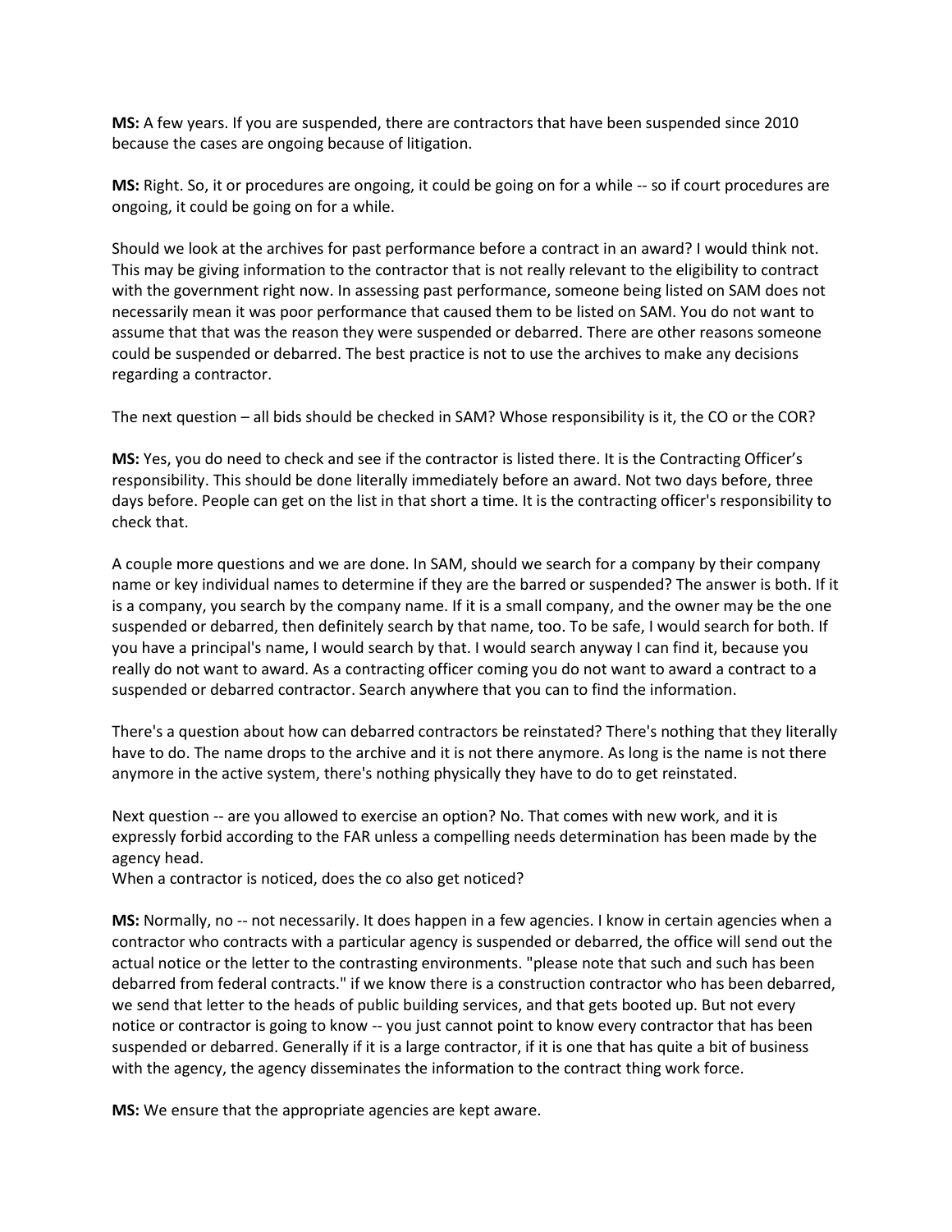**MS:** A few years. If you are suspended, there are contractors that have been suspended since 2010 because the cases are ongoing because of litigation.

**MS:** Right. So, it or procedures are ongoing, it could be going on for a while -- so if court procedures are ongoing, it could be going on for a while.

Should we look at the archives for past performance before a contract in an award? I would think not. This may be giving information to the contractor that is not really relevant to the eligibility to contract with the government right now. In assessing past performance, someone being listed on SAM does not necessarily mean it was poor performance that caused them to be listed on SAM. You do not want to assume that that was the reason they were suspended or debarred. There are other reasons someone could be suspended or debarred. The best practice is not to use the archives to make any decisions regarding a contractor.

The next question – all bids should be checked in SAM? Whose responsibility is it, the CO or the COR?

**MS:** Yes, you do need to check and see if the contractor is listed there. It is the Contracting Officer's responsibility. This should be done literally immediately before an award. Not two days before, three days before. People can get on the list in that short a time. It is the contracting officer's responsibility to check that.

A couple more questions and we are done. In SAM, should we search for a company by their company name or key individual names to determine if they are the barred or suspended? The answer is both. If it is a company, you search by the company name. If it is a small company, and the owner may be the one suspended or debarred, then definitely search by that name, too. To be safe, I would search for both. If you have a principal's name, I would search by that. I would search anyway I can find it, because you really do not want to award. As a contracting officer coming you do not want to award a contract to a suspended or debarred contractor. Search anywhere that you can to find the information.

There's a question about how can debarred contractors be reinstated? There's nothing that they literally have to do. The name drops to the archive and it is not there anymore. As long is the name is not there anymore in the active system, there's nothing physically they have to do to get reinstated.

Next question -- are you allowed to exercise an option? No. That comes with new work, and it is expressly forbid according to the FAR unless a compelling needs determination has been made by the agency head.
When a contractor is noticed, does the co also get noticed?

**MS:** Normally, no -- not necessarily. It does happen in a few agencies. I know in certain agencies when a contractor who contracts with a particular agency is suspended or debarred, the office will send out the actual notice or the letter to the contrasting environments. "please note that such and such has been debarred from federal contracts." if we know there is a construction contractor who has been debarred, we send that letter to the heads of public building services, and that gets booted up. But not every notice or contractor is going to know -- you just cannot point to know every contractor that has been suspended or debarred. Generally if it is a large contractor, if it is one that has quite a bit of business with the agency, the agency disseminates the information to the contract thing work force.

**MS:** We ensure that the appropriate agencies are kept aware.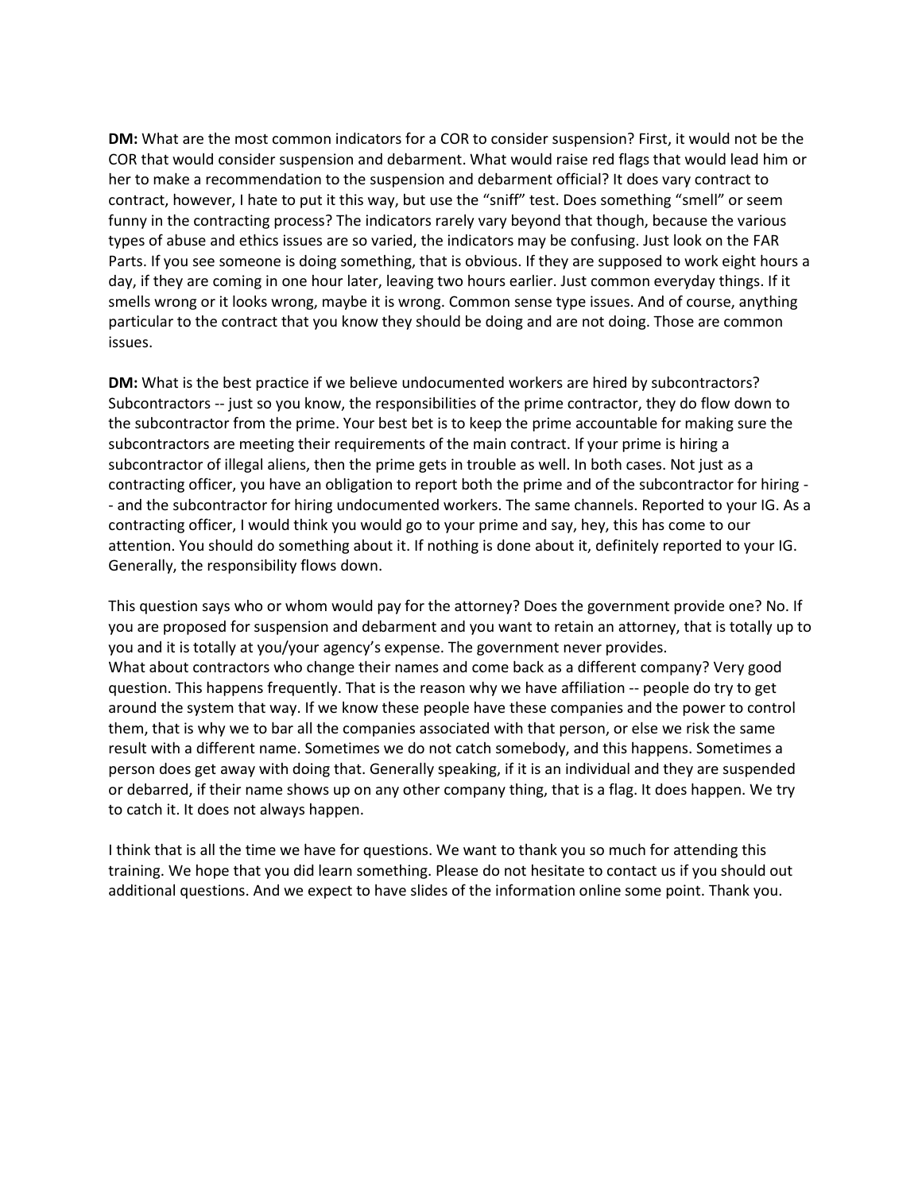**DM:** What are the most common indicators for a COR to consider suspension? First, it would not be the COR that would consider suspension and debarment. What would raise red flags that would lead him or her to make a recommendation to the suspension and debarment official? It does vary contract to contract, however, I hate to put it this way, but use the "sniff" test. Does something "smell" or seem funny in the contracting process? The indicators rarely vary beyond that though, because the various types of abuse and ethics issues are so varied, the indicators may be confusing. Just look on the FAR Parts. If you see someone is doing something, that is obvious. If they are supposed to work eight hours a day, if they are coming in one hour later, leaving two hours earlier. Just common everyday things. If it smells wrong or it looks wrong, maybe it is wrong. Common sense type issues. And of course, anything particular to the contract that you know they should be doing and are not doing. Those are common issues.

**DM:** What is the best practice if we believe undocumented workers are hired by subcontractors? Subcontractors -- just so you know, the responsibilities of the prime contractor, they do flow down to the subcontractor from the prime. Your best bet is to keep the prime accountable for making sure the subcontractors are meeting their requirements of the main contract. If your prime is hiring a subcontractor of illegal aliens, then the prime gets in trouble as well. In both cases. Not just as a contracting officer, you have an obligation to report both the prime and of the subcontractor for hiring -- and the subcontractor for hiring undocumented workers. The same channels. Reported to your IG. As a contracting officer, I would think you would go to your prime and say, hey, this has come to our attention. You should do something about it. If nothing is done about it, definitely reported to your IG. Generally, the responsibility flows down.

This question says who or whom would pay for the attorney? Does the government provide one? No. If you are proposed for suspension and debarment and you want to retain an attorney, that is totally up to you and it is totally at you/your agency's expense. The government never provides.
What about contractors who change their names and come back as a different company? Very good question. This happens frequently. That is the reason why we have affiliation -- people do try to get around the system that way. If we know these people have these companies and the power to control them, that is why we to bar all the companies associated with that person, or else we risk the same result with a different name. Sometimes we do not catch somebody, and this happens. Sometimes a person does get away with doing that. Generally speaking, if it is an individual and they are suspended or debarred, if their name shows up on any other company thing, that is a flag. It does happen. We try to catch it. It does not always happen.

I think that is all the time we have for questions. We want to thank you so much for attending this training. We hope that you did learn something. Please do not hesitate to contact us if you should out additional questions. And we expect to have slides of the information online some point. Thank you.